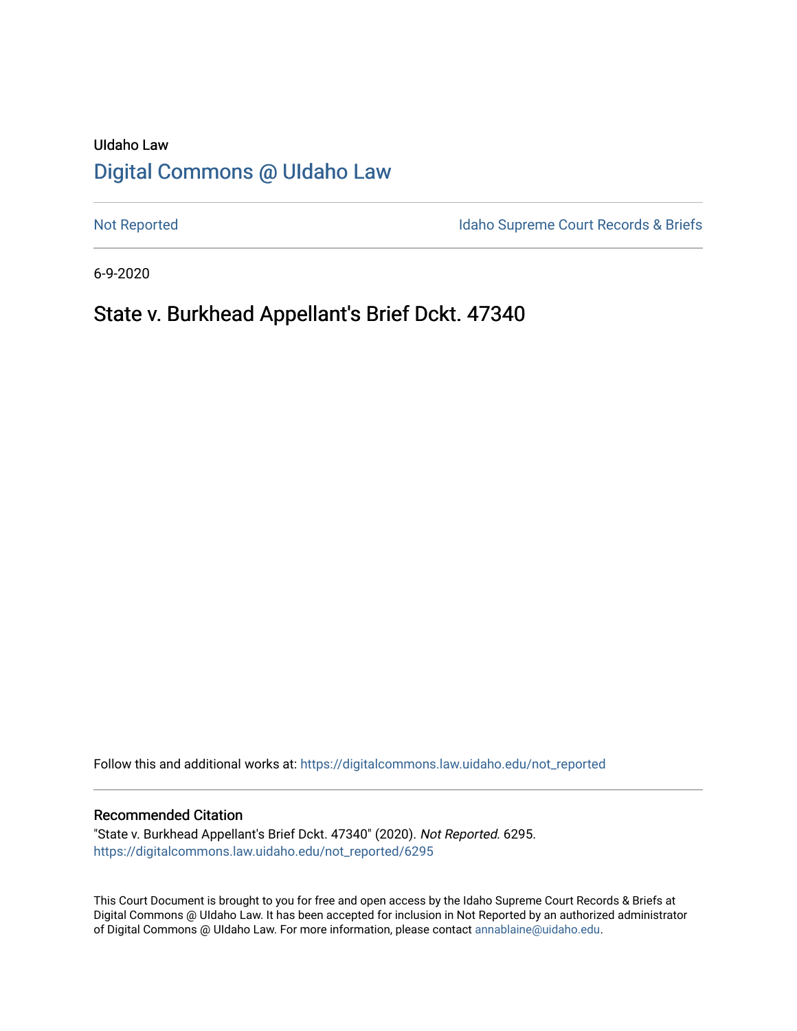UIdaho Law

# Digital Commons @ UIdaho Law

Not Reported

Idaho Supreme Court Records & Briefs

6-9-2020

## State v. Burkhead Appellant's Brief Dckt. 47340

Follow this and additional works at: https://digitalcommons.law.uidaho.edu/not_reported

### Recommended Citation

"State v. Burkhead Appellant's Brief Dckt. 47340" (2020). *Not Reported*. 6295.
https://digitalcommons.law.uidaho.edu/not_reported/6295

This Court Document is brought to you for free and open access by the Idaho Supreme Court Records & Briefs at Digital Commons @ UIdaho Law. It has been accepted for inclusion in Not Reported by an authorized administrator of Digital Commons @ UIdaho Law. For more information, please contact annablaine@uidaho.edu.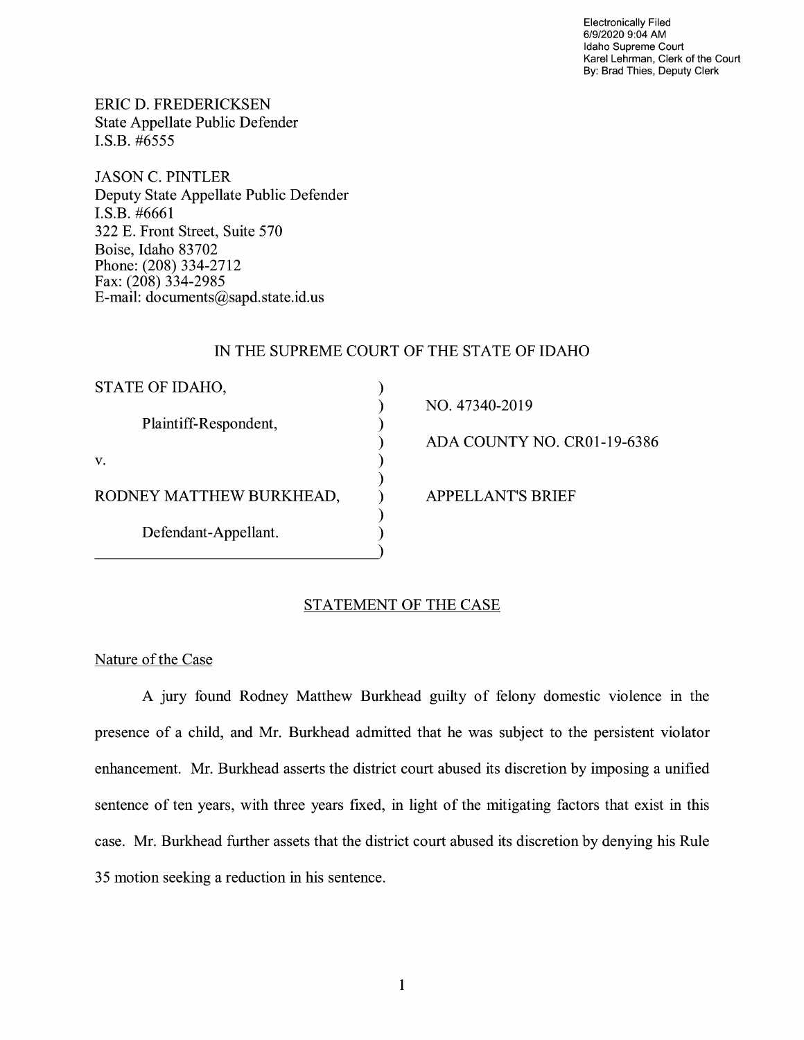Electronically Filed
6/9/2020 9:04 AM
Idaho Supreme Court
Karel Lehrman, Clerk of the Court
By: Brad Thies, Deputy Clerk

ERIC D. FREDERICKSEN
State Appellate Public Defender
I.S.B. #6555

JASON C. PINTLER
Deputy State Appellate Public Defender
I.S.B. #6661
322 E. Front Street, Suite 570
Boise, Idaho 83702
Phone: (208) 334-2712
Fax: (208) 334-2985
E-mail: documents@sapd.state.id.us

IN THE SUPREME COURT OF THE STATE OF IDAHO

| | | |
|---|---|---|
| STATE OF IDAHO, | ) | |
| | ) | NO. 47340-2019 |
| Plaintiff-Respondent, | ) | |
| | ) | ADA COUNTY NO. CR01-19-6386 |
| v. | ) | |
| | ) | |
| RODNEY MATTHEW BURKHEAD, | ) | APPELLANT'S BRIEF |
| | ) | |
| Defendant-Appellant. | ) | |

## STATEMENT OF THE CASE

### Nature of the Case

A jury found Rodney Matthew Burkhead guilty of felony domestic violence in the presence of a child, and Mr. Burkhead admitted that he was subject to the persistent violator enhancement. Mr. Burkhead asserts the district court abused its discretion by imposing a unified sentence of ten years, with three years fixed, in light of the mitigating factors that exist in this case. Mr. Burkhead further assets that the district court abused its discretion by denying his Rule 35 motion seeking a reduction in his sentence.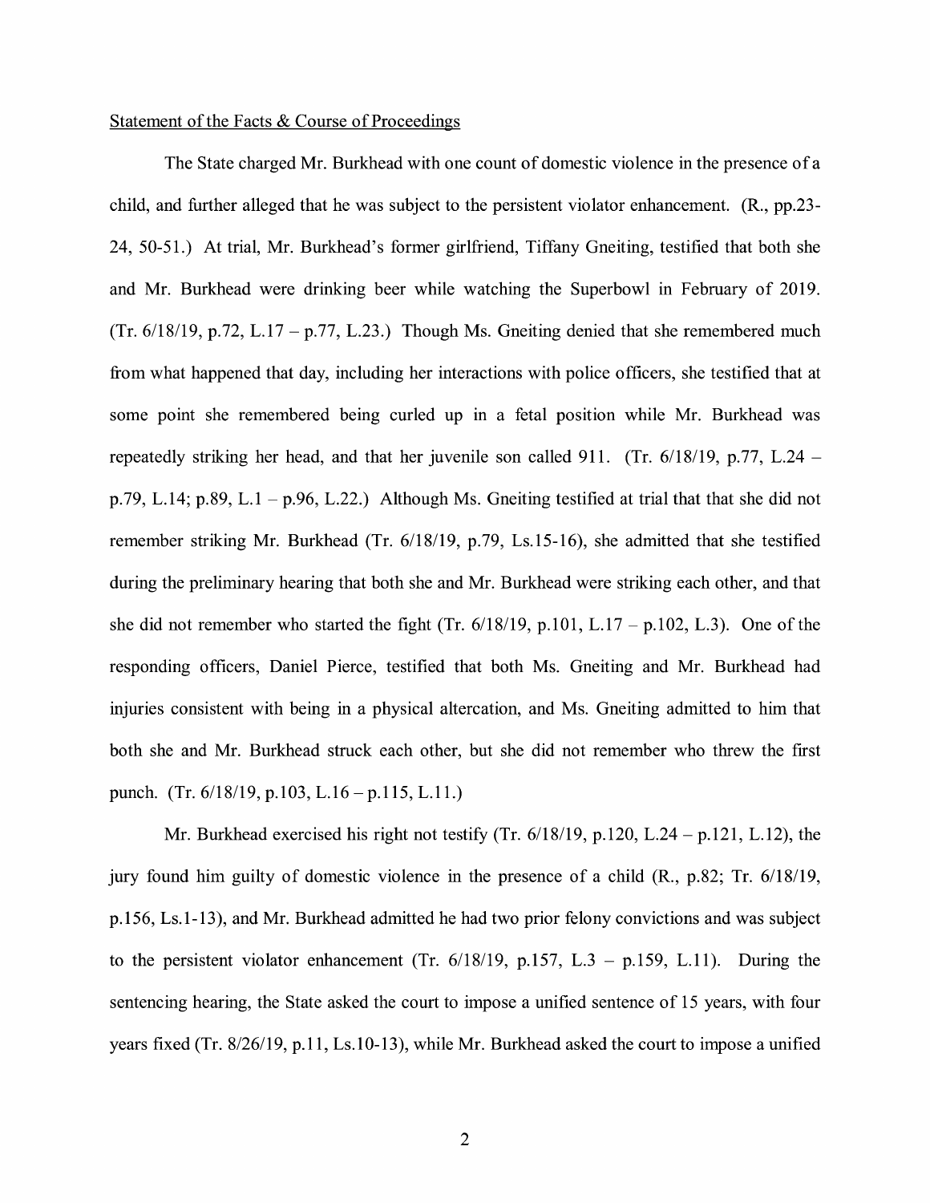Statement of the Facts & Course of Proceedings

The State charged Mr. Burkhead with one count of domestic violence in the presence of a child, and further alleged that he was subject to the persistent violator enhancement. (R., pp.23-24, 50-51.) At trial, Mr. Burkhead's former girlfriend, Tiffany Gneiting, testified that both she and Mr. Burkhead were drinking beer while watching the Superbowl in February of 2019. (Tr. 6/18/19, p.72, L.17 – p.77, L.23.) Though Ms. Gneiting denied that she remembered much from what happened that day, including her interactions with police officers, she testified that at some point she remembered being curled up in a fetal position while Mr. Burkhead was repeatedly striking her head, and that her juvenile son called 911. (Tr. 6/18/19, p.77, L.24 – p.79, L.14; p.89, L.1 – p.96, L.22.) Although Ms. Gneiting testified at trial that that she did not remember striking Mr. Burkhead (Tr. 6/18/19, p.79, Ls.15-16), she admitted that she testified during the preliminary hearing that both she and Mr. Burkhead were striking each other, and that she did not remember who started the fight (Tr. 6/18/19, p.101, L.17 – p.102, L.3). One of the responding officers, Daniel Pierce, testified that both Ms. Gneiting and Mr. Burkhead had injuries consistent with being in a physical altercation, and Ms. Gneiting admitted to him that both she and Mr. Burkhead struck each other, but she did not remember who threw the first punch. (Tr. 6/18/19, p.103, L.16 – p.115, L.11.)

Mr. Burkhead exercised his right not testify (Tr. 6/18/19, p.120, L.24 – p.121, L.12), the jury found him guilty of domestic violence in the presence of a child (R., p.82; Tr. 6/18/19, p.156, Ls.1-13), and Mr. Burkhead admitted he had two prior felony convictions and was subject to the persistent violator enhancement (Tr. 6/18/19, p.157, L.3 – p.159, L.11). During the sentencing hearing, the State asked the court to impose a unified sentence of 15 years, with four years fixed (Tr. 8/26/19, p.11, Ls.10-13), while Mr. Burkhead asked the court to impose a unified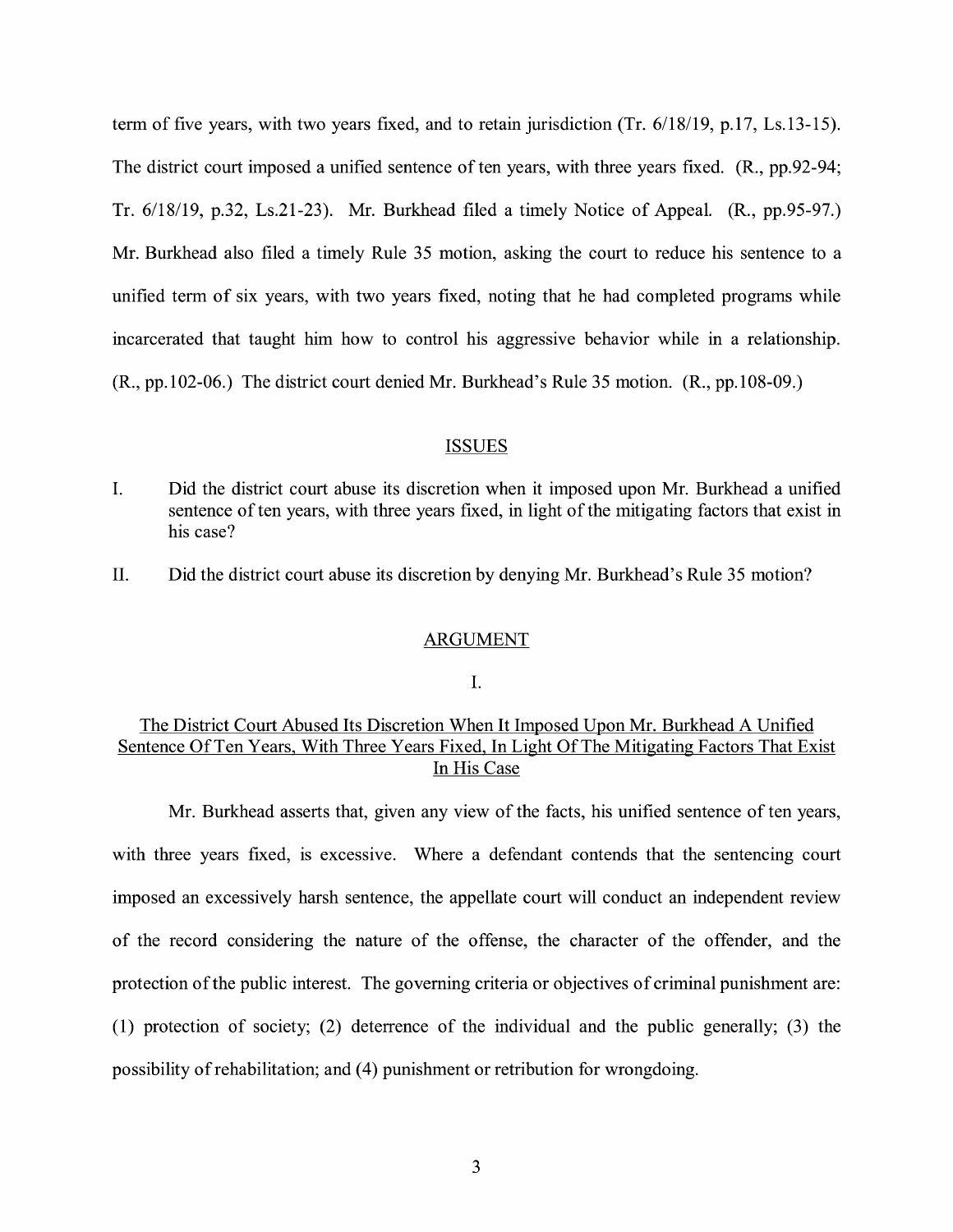term of five years, with two years fixed, and to retain jurisdiction (Tr. 6/18/19, p.17, Ls.13-15). The district court imposed a unified sentence of ten years, with three years fixed. (R., pp.92-94; Tr. 6/18/19, p.32, Ls.21-23). Mr. Burkhead filed a timely Notice of Appeal. (R., pp.95-97.) Mr. Burkhead also filed a timely Rule 35 motion, asking the court to reduce his sentence to a unified term of six years, with two years fixed, noting that he had completed programs while incarcerated that taught him how to control his aggressive behavior while in a relationship. (R., pp.102-06.) The district court denied Mr. Burkhead's Rule 35 motion. (R., pp.108-09.)

## ISSUES

I. Did the district court abuse its discretion when it imposed upon Mr. Burkhead a unified sentence of ten years, with three years fixed, in light of the mitigating factors that exist in his case?

II. Did the district court abuse its discretion by denying Mr. Burkhead's Rule 35 motion?

## ARGUMENT

### I.

### The District Court Abused Its Discretion When It Imposed Upon Mr. Burkhead A Unified Sentence Of Ten Years, With Three Years Fixed, In Light Of The Mitigating Factors That Exist In His Case

Mr. Burkhead asserts that, given any view of the facts, his unified sentence of ten years, with three years fixed, is excessive. Where a defendant contends that the sentencing court imposed an excessively harsh sentence, the appellate court will conduct an independent review of the record considering the nature of the offense, the character of the offender, and the protection of the public interest. The governing criteria or objectives of criminal punishment are: (1) protection of society; (2) deterrence of the individual and the public generally; (3) the possibility of rehabilitation; and (4) punishment or retribution for wrongdoing.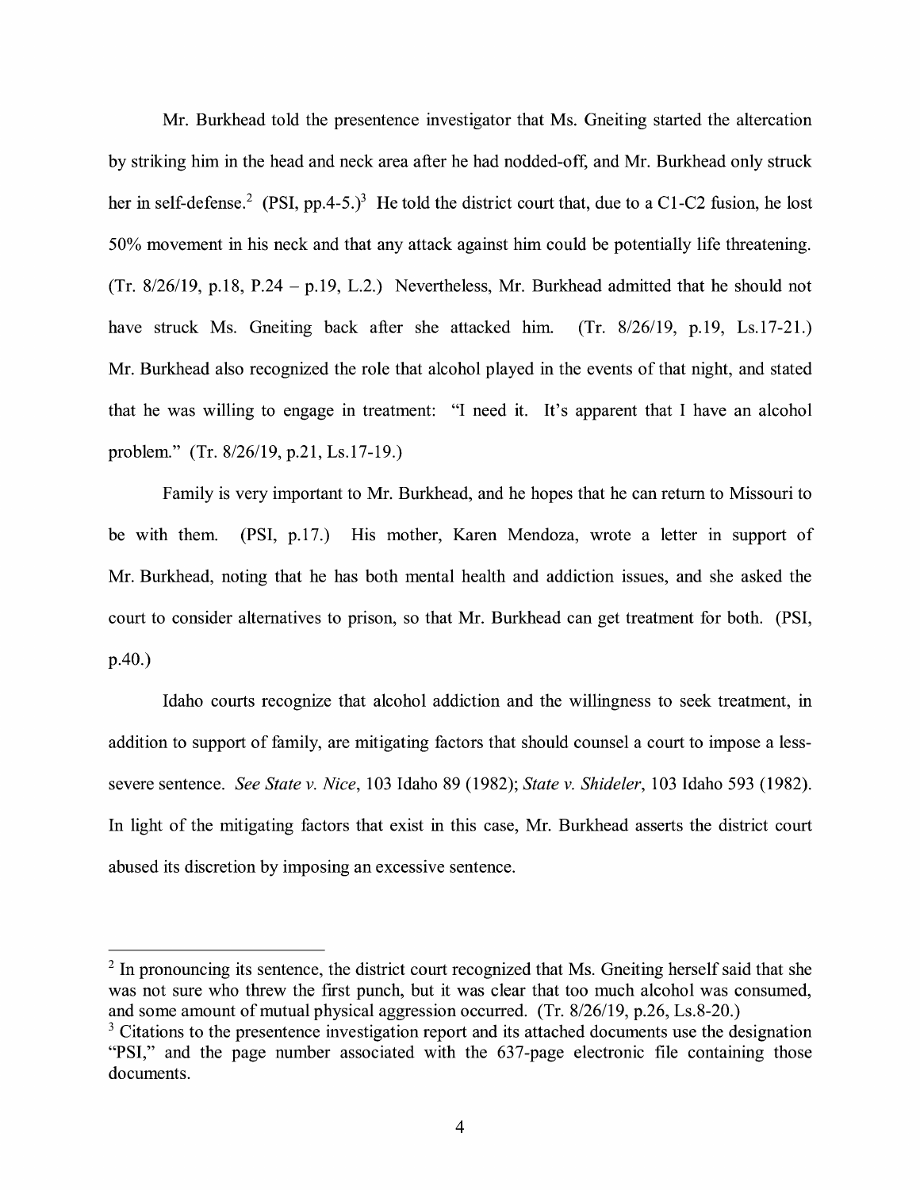Mr. Burkhead told the presentence investigator that Ms. Gneiting started the altercation by striking him in the head and neck area after he had nodded-off, and Mr. Burkhead only struck her in self-defense.[2] (PSI, pp.4-5.)[3] He told the district court that, due to a C1-C2 fusion, he lost 50% movement in his neck and that any attack against him could be potentially life threatening. (Tr. 8/26/19, p.18, P.24 – p.19, L.2.) Nevertheless, Mr. Burkhead admitted that he should not have struck Ms. Gneiting back after she attacked him. (Tr. 8/26/19, p.19, Ls.17-21.) Mr. Burkhead also recognized the role that alcohol played in the events of that night, and stated that he was willing to engage in treatment: "I need it. It's apparent that I have an alcohol problem." (Tr. 8/26/19, p.21, Ls.17-19.)

Family is very important to Mr. Burkhead, and he hopes that he can return to Missouri to be with them. (PSI, p.17.) His mother, Karen Mendoza, wrote a letter in support of Mr. Burkhead, noting that he has both mental health and addiction issues, and she asked the court to consider alternatives to prison, so that Mr. Burkhead can get treatment for both. (PSI, p.40.)

Idaho courts recognize that alcohol addiction and the willingness to seek treatment, in addition to support of family, are mitigating factors that should counsel a court to impose a less-severe sentence. *See State v. Nice*, 103 Idaho 89 (1982); *State v. Shideler*, 103 Idaho 593 (1982). In light of the mitigating factors that exist in this case, Mr. Burkhead asserts the district court abused its discretion by imposing an excessive sentence.

---

[2] In pronouncing its sentence, the district court recognized that Ms. Gneiting herself said that she was not sure who threw the first punch, but it was clear that too much alcohol was consumed, and some amount of mutual physical aggression occurred. (Tr. 8/26/19, p.26, Ls.8-20.)

[3] Citations to the presentence investigation report and its attached documents use the designation "PSI," and the page number associated with the 637-page electronic file containing those documents.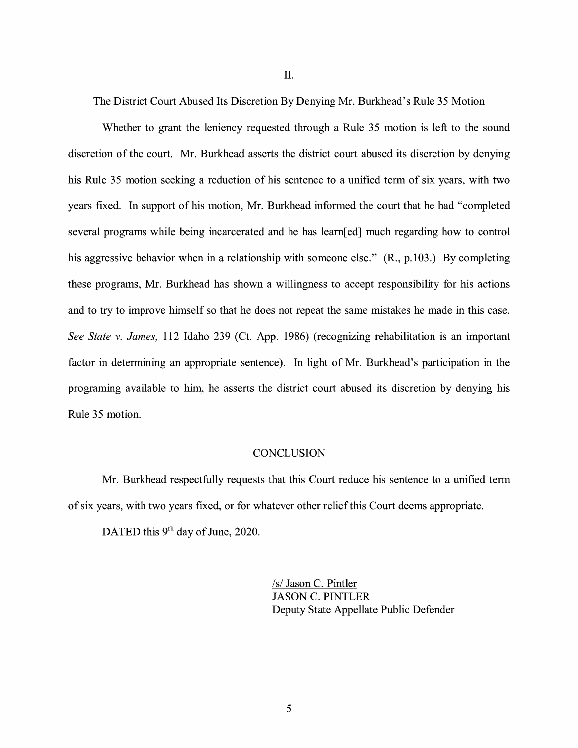## II.

## The District Court Abused Its Discretion By Denying Mr. Burkhead's Rule 35 Motion

Whether to grant the leniency requested through a Rule 35 motion is left to the sound discretion of the court. Mr. Burkhead asserts the district court abused its discretion by denying his Rule 35 motion seeking a reduction of his sentence to a unified term of six years, with two years fixed. In support of his motion, Mr. Burkhead informed the court that he had "completed several programs while being incarcerated and he has learn[ed] much regarding how to control his aggressive behavior when in a relationship with someone else." (R., p.103.) By completing these programs, Mr. Burkhead has shown a willingness to accept responsibility for his actions and to try to improve himself so that he does not repeat the same mistakes he made in this case. *See State v. James*, 112 Idaho 239 (Ct. App. 1986) (recognizing rehabilitation is an important factor in determining an appropriate sentence). In light of Mr. Burkhead's participation in the programing available to him, he asserts the district court abused its discretion by denying his Rule 35 motion.

## CONCLUSION

Mr. Burkhead respectfully requests that this Court reduce his sentence to a unified term of six years, with two years fixed, or for whatever other relief this Court deems appropriate.

DATED this 9th day of June, 2020.

/s/ Jason C. Pintler
JASON C. PINTLER
Deputy State Appellate Public Defender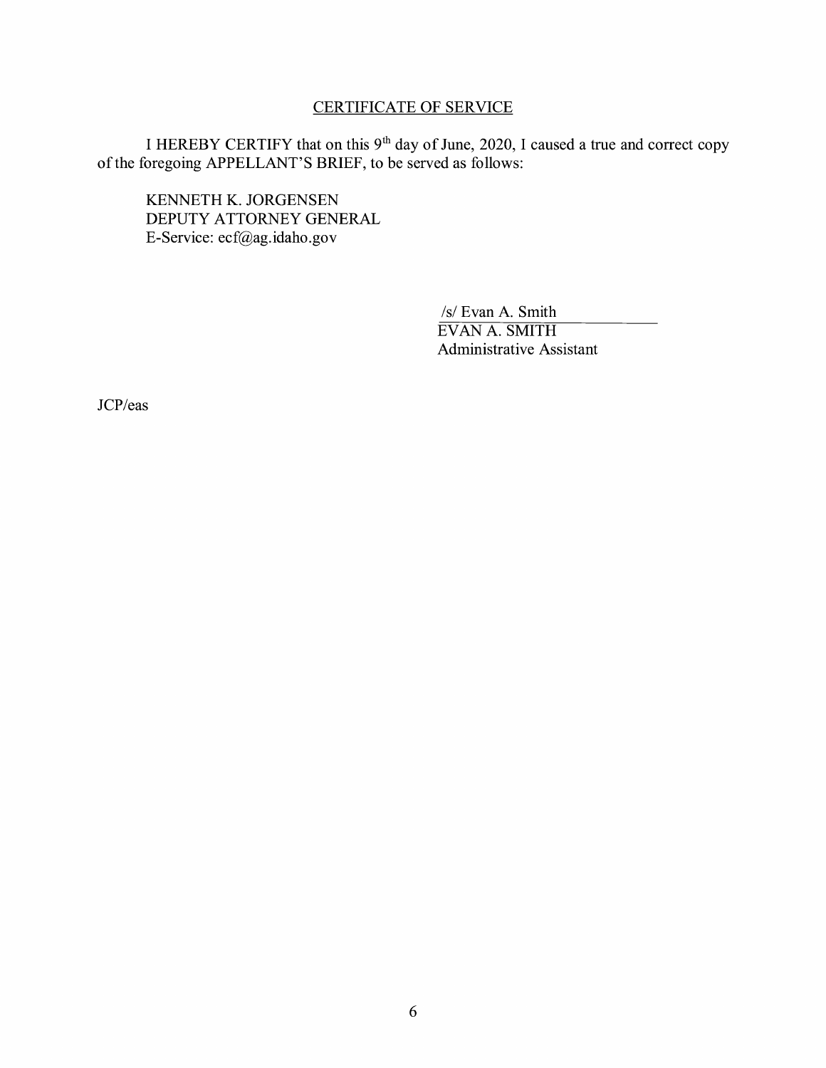## CERTIFICATE OF SERVICE

I HEREBY CERTIFY that on this 9th day of June, 2020, I caused a true and correct copy of the foregoing APPELLANT'S BRIEF, to be served as follows:

KENNETH K. JORGENSEN
DEPUTY ATTORNEY GENERAL
E-Service: ecf@ag.idaho.gov

/s/ Evan A. Smith
EVAN A. SMITH
Administrative Assistant

JCP/eas